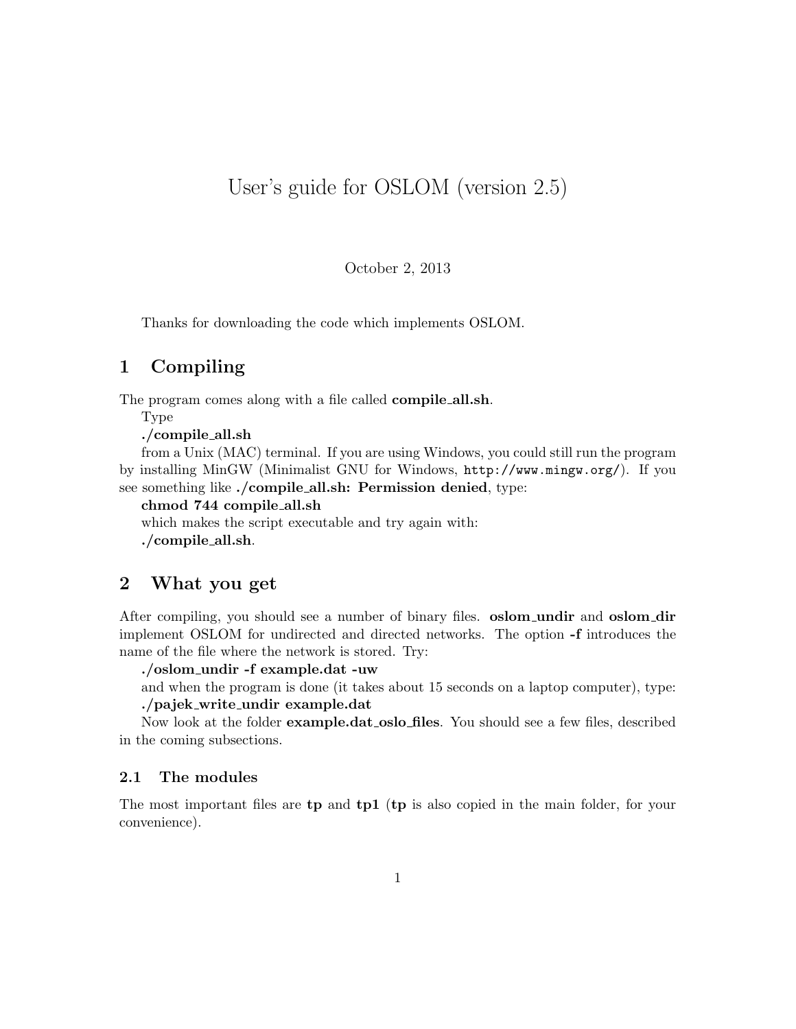# User's guide for OSLOM (version 2.5)

October 2, 2013

Thanks for downloading the code which implements OSLOM.

## 1 Compiling

The program comes along with a file called **compile_all.sh**.

Type

**./compile_all.sh**

from a Unix (MAC) terminal. If you are using Windows, you could still run the program by installing MinGW (Minimalist GNU for Windows, `http://www.mingw.org/`). If you see something like **./compile_all.sh: Permission denied**, type:

**chmod 744 compile_all.sh**

which makes the script executable and try again with:

**./compile_all.sh**.

## 2 What you get

After compiling, you should see a number of binary files. **oslom_undir** and **oslom_dir** implement OSLOM for undirected and directed networks. The option **-f** introduces the name of the file where the network is stored. Try:

**./oslom_undir -f example.dat -uw**

and when the program is done (it takes about 15 seconds on a laptop computer), type:

**./pajek_write_undir example.dat**

Now look at the folder **example.dat_oslo_files**. You should see a few files, described in the coming subsections.

### 2.1 The modules

The most important files are **tp** and **tp1** (**tp** is also copied in the main folder, for your convenience).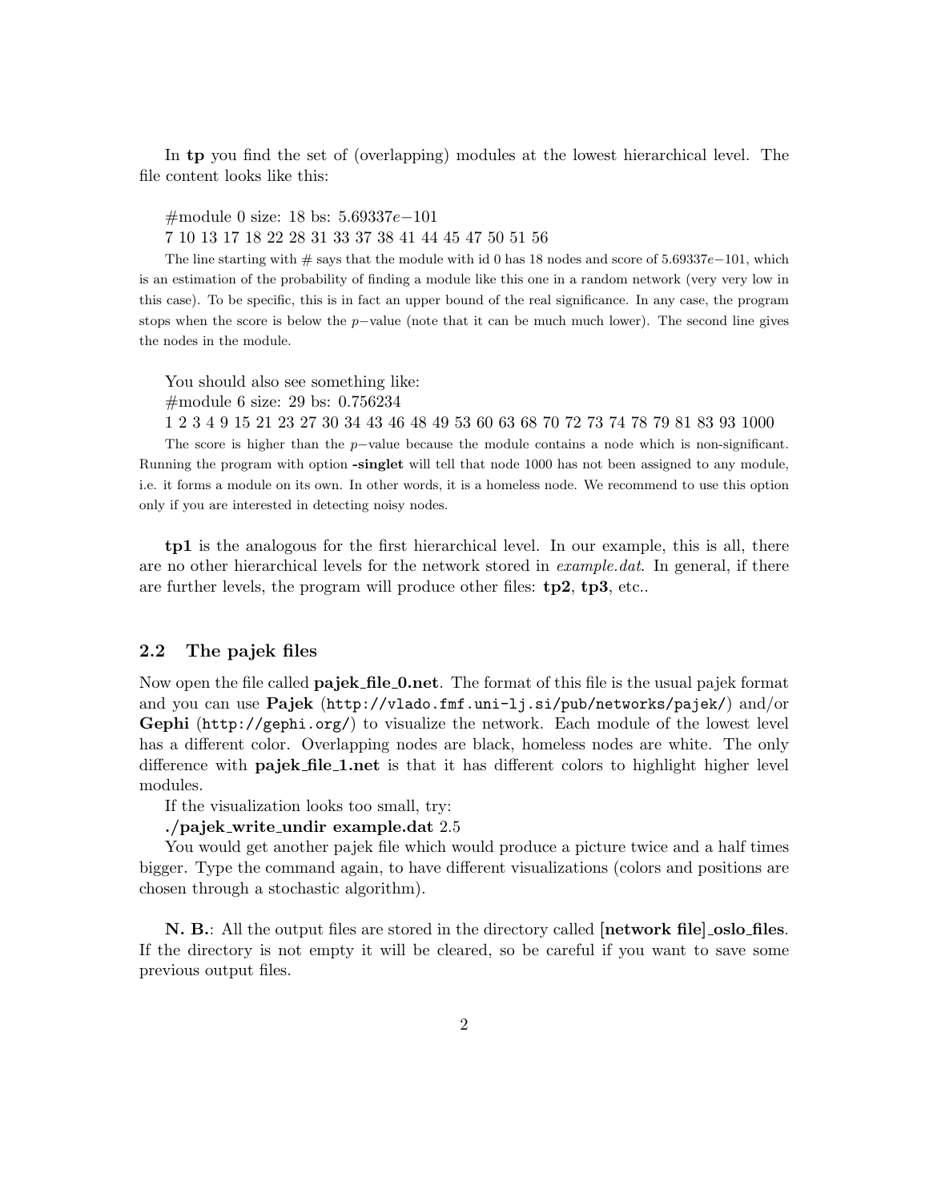In **tp** you find the set of (overlapping) modules at the lowest hierarchical level. The file content looks like this:

#module 0 size: 18 bs: $5.69337e{-101}$
7 10 13 17 18 22 28 31 33 37 38 41 44 45 47 50 51 56

The line starting with # says that the module with id 0 has 18 nodes and score of $5.69337e{-101}$, which is an estimation of the probability of finding a module like this one in a random network (very very low in this case). To be specific, this is in fact an upper bound of the real significance. In any case, the program stops when the score is below the $p-$value (note that it can be much much lower). The second line gives the nodes in the module.

You should also see something like:
#module 6 size: 29 bs: 0.756234
1 2 3 4 9 15 21 23 27 30 34 43 46 48 49 53 60 63 68 70 72 73 74 78 79 81 83 93 1000

The score is higher than the $p-$value because the module contains a node which is non-significant. Running the program with option **-singlet** will tell that node 1000 has not been assigned to any module, i.e. it forms a module on its own. In other words, it is a homeless node. We recommend to use this option only if you are interested in detecting noisy nodes.

**tp1** is the analogous for the first hierarchical level. In our example, this is all, there are no other hierarchical levels for the network stored in *example.dat*. In general, if there are further levels, the program will produce other files: **tp2**, **tp3**, etc..

## 2.2 The pajek files

Now open the file called **pajek_file_0.net**. The format of this file is the usual pajek format and you can use **Pajek** (`http://vlado.fmf.uni-lj.si/pub/networks/pajek/`) and/or **Gephi** (`http://gephi.org/`) to visualize the network. Each module of the lowest level has a different color. Overlapping nodes are black, homeless nodes are white. The only difference with **pajek_file_1.net** is that it has different colors to highlight higher level modules.

If the visualization looks too small, try:

**./pajek_write_undir example.dat** 2.5

You would get another pajek file which would produce a picture twice and a half times bigger. Type the command again, to have different visualizations (colors and positions are chosen through a stochastic algorithm).

**N. B.**: All the output files are stored in the directory called [**network file**]**_oslo_files**. If the directory is not empty it will be cleared, so be careful if you want to save some previous output files.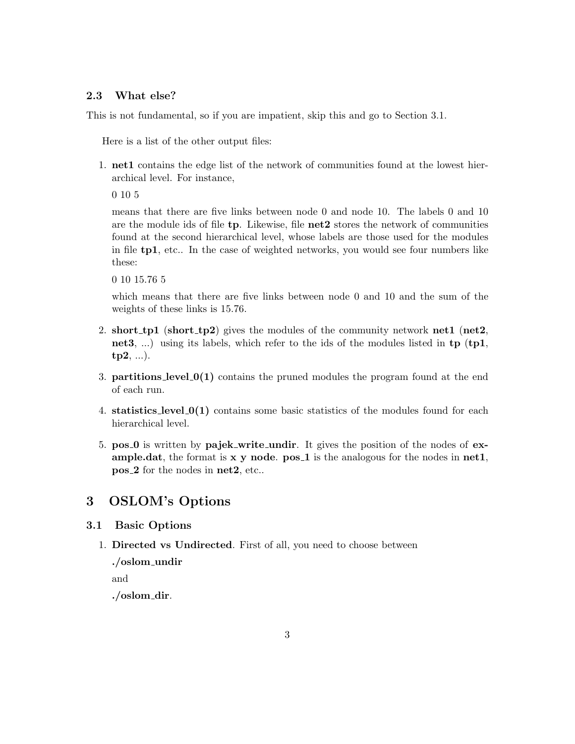### 2.3 What else?

This is not fundamental, so if you are impatient, skip this and go to Section 3.1.

Here is a list of the other output files:

1. **net1** contains the edge list of the network of communities found at the lowest hierarchical level. For instance,

   0 10 5

   means that there are five links between node 0 and node 10. The labels 0 and 10 are the module ids of file **tp**. Likewise, file **net2** stores the network of communities found at the second hierarchical level, whose labels are those used for the modules in file **tp1**, etc.. In the case of weighted networks, you would see four numbers like these:

   0 10 15.76 5

   which means that there are five links between node 0 and 10 and the sum of the weights of these links is 15.76.

2. **short_tp1** (**short_tp2**) gives the modules of the community network **net1** (**net2**, **net3**, ...) using its labels, which refer to the ids of the modules listed in **tp** (**tp1**, **tp2**, ...).

3. **partitions_level_0(1)** contains the pruned modules the program found at the end of each run.

4. **statistics_level_0(1)** contains some basic statistics of the modules found for each hierarchical level.

5. **pos_0** is written by **pajek_write_undir**. It gives the position of the nodes of **example.dat**, the format is **x y node**. **pos_1** is the analogous for the nodes in **net1**, **pos_2** for the nodes in **net2**, etc..

## 3 OSLOM's Options

### 3.1 Basic Options

1. **Directed vs Undirected**. First of all, you need to choose between

   **./oslom_undir**

   and

   **./oslom_dir**.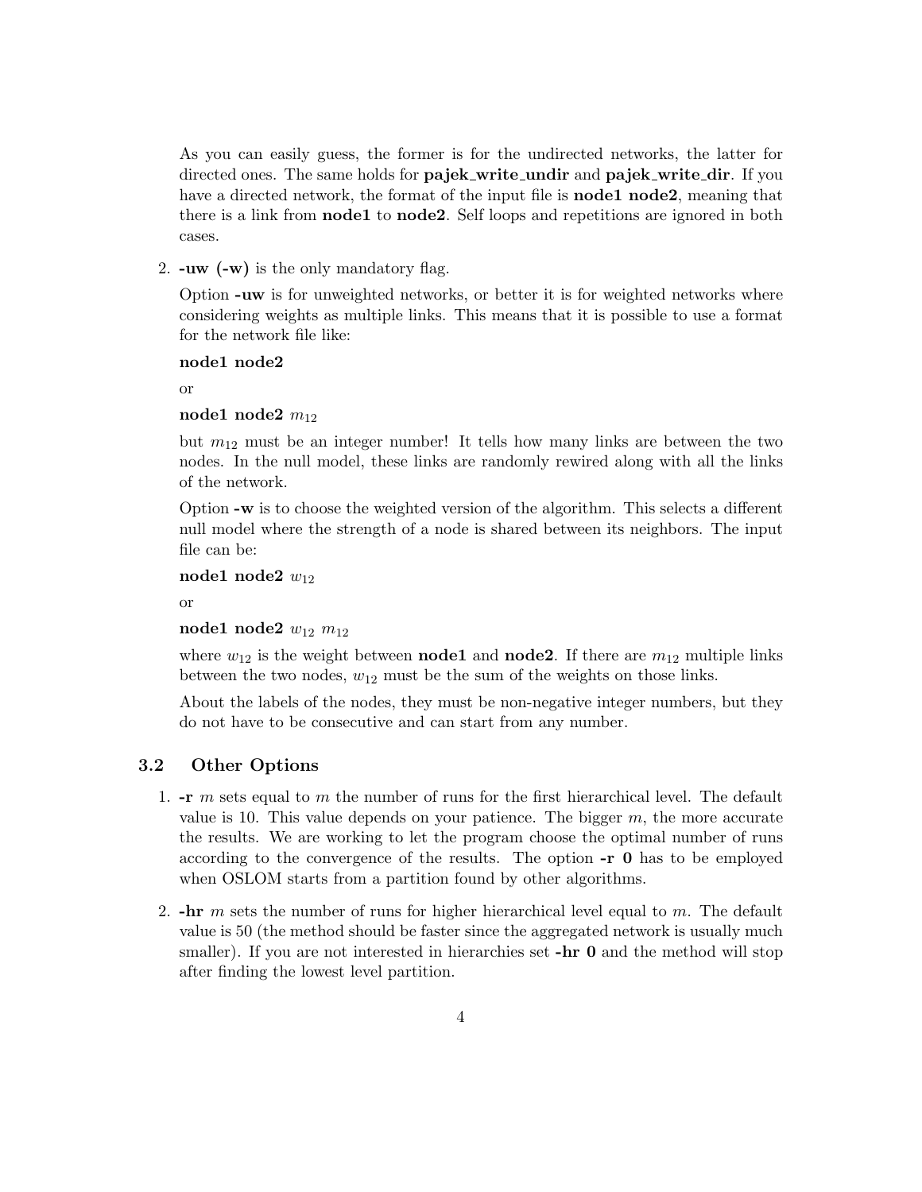As you can easily guess, the former is for the undirected networks, the latter for directed ones. The same holds for **pajek_write_undir** and **pajek_write_dir**. If you have a directed network, the format of the input file is **node1 node2**, meaning that there is a link from **node1** to **node2**. Self loops and repetitions are ignored in both cases.

2. **-uw (-w)** is the only mandatory flag.

   Option **-uw** is for unweighted networks, or better it is for weighted networks where considering weights as multiple links. This means that it is possible to use a format for the network file like:

   **node1 node2**

   or

   **node1 node2** $m_{12}$

   but $m_{12}$ must be an integer number! It tells how many links are between the two nodes. In the null model, these links are randomly rewired along with all the links of the network.

   Option **-w** is to choose the weighted version of the algorithm. This selects a different null model where the strength of a node is shared between its neighbors. The input file can be:

   **node1 node2** $w_{12}$

   or

   **node1 node2** $w_{12}$ $m_{12}$

   where $w_{12}$ is the weight between **node1** and **node2**. If there are $m_{12}$ multiple links between the two nodes, $w_{12}$ must be the sum of the weights on those links.

   About the labels of the nodes, they must be non-negative integer numbers, but they do not have to be consecutive and can start from any number.

### 3.2 Other Options

1. **-r** $m$ sets equal to $m$ the number of runs for the first hierarchical level. The default value is 10. This value depends on your patience. The bigger $m$, the more accurate the results. We are working to let the program choose the optimal number of runs according to the convergence of the results. The option **-r 0** has to be employed when OSLOM starts from a partition found by other algorithms.

2. **-hr** $m$ sets the number of runs for higher hierarchical level equal to $m$. The default value is 50 (the method should be faster since the aggregated network is usually much smaller). If you are not interested in hierarchies set **-hr 0** and the method will stop after finding the lowest level partition.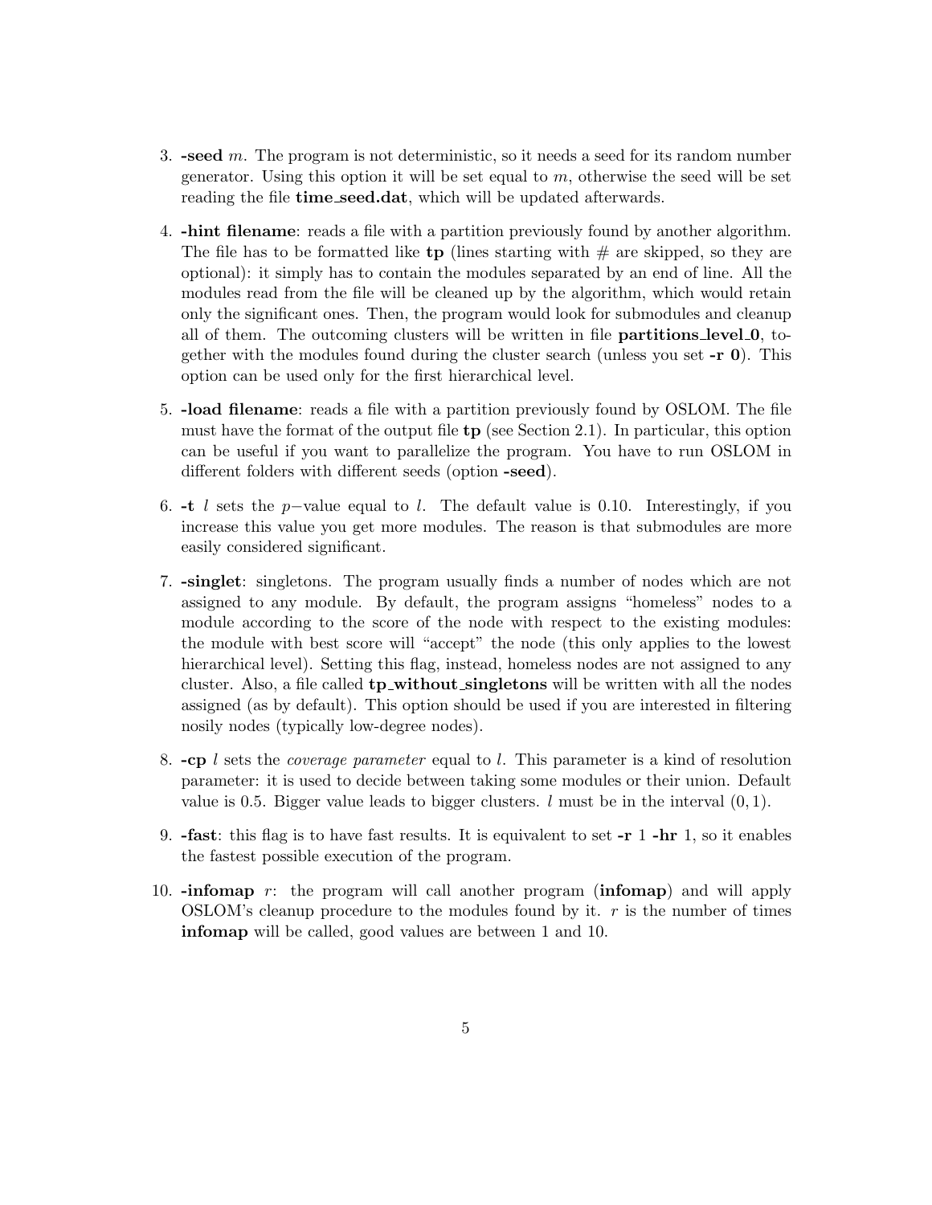3. **-seed** $m$. The program is not deterministic, so it needs a seed for its random number generator. Using this option it will be set equal to $m$, otherwise the seed will be set reading the file **time_seed.dat**, which will be updated afterwards.

4. **-hint filename**: reads a file with a partition previously found by another algorithm. The file has to be formatted like **tp** (lines starting with # are skipped, so they are optional): it simply has to contain the modules separated by an end of line. All the modules read from the file will be cleaned up by the algorithm, which would retain only the significant ones. Then, the program would look for submodules and cleanup all of them. The outcoming clusters will be written in file **partitions_level_0**, together with the modules found during the cluster search (unless you set **-r 0**). This option can be used only for the first hierarchical level.

5. **-load filename**: reads a file with a partition previously found by OSLOM. The file must have the format of the output file **tp** (see Section 2.1). In particular, this option can be useful if you want to parallelize the program. You have to run OSLOM in different folders with different seeds (option **-seed**).

6. **-t** $l$ sets the $p-$value equal to $l$. The default value is 0.10. Interestingly, if you increase this value you get more modules. The reason is that submodules are more easily considered significant.

7. **-singlet**: singletons. The program usually finds a number of nodes which are not assigned to any module. By default, the program assigns "homeless" nodes to a module according to the score of the node with respect to the existing modules: the module with best score will "accept" the node (this only applies to the lowest hierarchical level). Setting this flag, instead, homeless nodes are not assigned to any cluster. Also, a file called **tp_without_singletons** will be written with all the nodes assigned (as by default). This option should be used if you are interested in filtering nosily nodes (typically low-degree nodes).

8. **-cp** $l$ sets the *coverage parameter* equal to $l$. This parameter is a kind of resolution parameter: it is used to decide between taking some modules or their union. Default value is 0.5. Bigger value leads to bigger clusters. $l$ must be in the interval $(0, 1)$.

9. **-fast**: this flag is to have fast results. It is equivalent to set **-r** 1 **-hr** 1, so it enables the fastest possible execution of the program.

10. **-infomap** $r$: the program will call another program (**infomap**) and will apply OSLOM's cleanup procedure to the modules found by it. $r$ is the number of times **infomap** will be called, good values are between 1 and 10.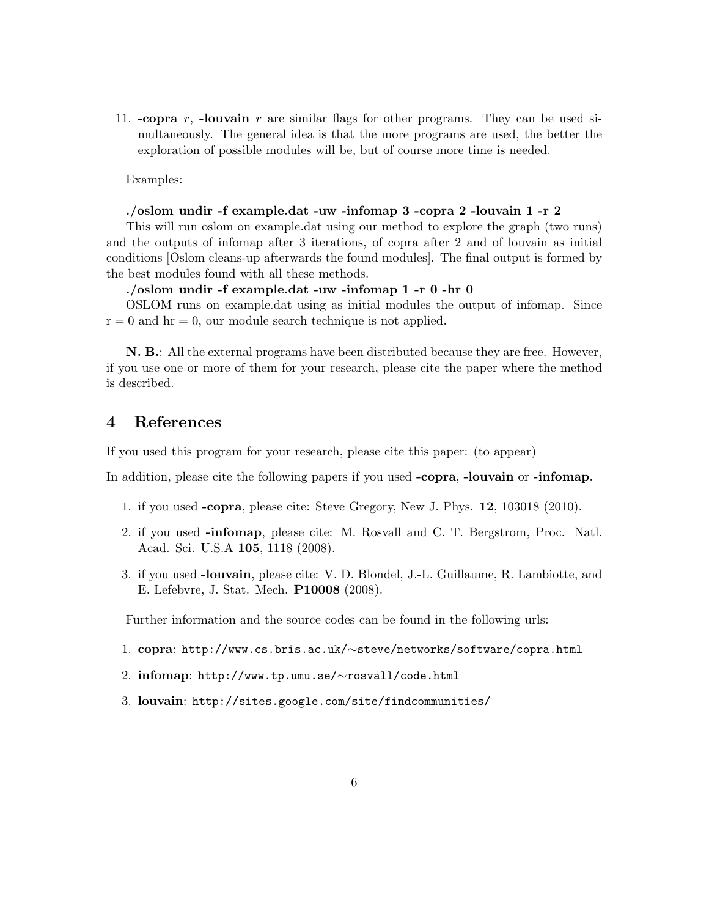11. **-copra** *r*, **-louvain** *r* are similar flags for other programs. They can be used simultaneously. The general idea is that the more programs are used, the better the exploration of possible modules will be, but of course more time is needed.

Examples:

**./oslom_undir -f example.dat -uw -infomap 3 -copra 2 -louvain 1 -r 2**

This will run oslom on example.dat using our method to explore the graph (two runs) and the outputs of infomap after 3 iterations, of copra after 2 and of louvain as initial conditions [Oslom cleans-up afterwards the found modules]. The final output is formed by the best modules found with all these methods.

**./oslom_undir -f example.dat -uw -infomap 1 -r 0 -hr 0**

OSLOM runs on example.dat using as initial modules the output of infomap. Since r = 0 and hr = 0, our module search technique is not applied.

**N. B.**: All the external programs have been distributed because they are free. However, if you use one or more of them for your research, please cite the paper where the method is described.

## 4 References

If you used this program for your research, please cite this paper: (to appear)

In addition, please cite the following papers if you used **-copra**, **-louvain** or **-infomap**.

1. if you used **-copra**, please cite: Steve Gregory, New J. Phys. **12**, 103018 (2010).
2. if you used **-infomap**, please cite: M. Rosvall and C. T. Bergstrom, Proc. Natl. Acad. Sci. U.S.A **105**, 1118 (2008).
3. if you used **-louvain**, please cite: V. D. Blondel, J.-L. Guillaume, R. Lambiotte, and E. Lefebvre, J. Stat. Mech. **P10008** (2008).

Further information and the source codes can be found in the following urls:

1. **copra**: `http://www.cs.bris.ac.uk/~steve/networks/software/copra.html`
2. **infomap**: `http://www.tp.umu.se/~rosvall/code.html`
3. **louvain**: `http://sites.google.com/site/findcommunities/`